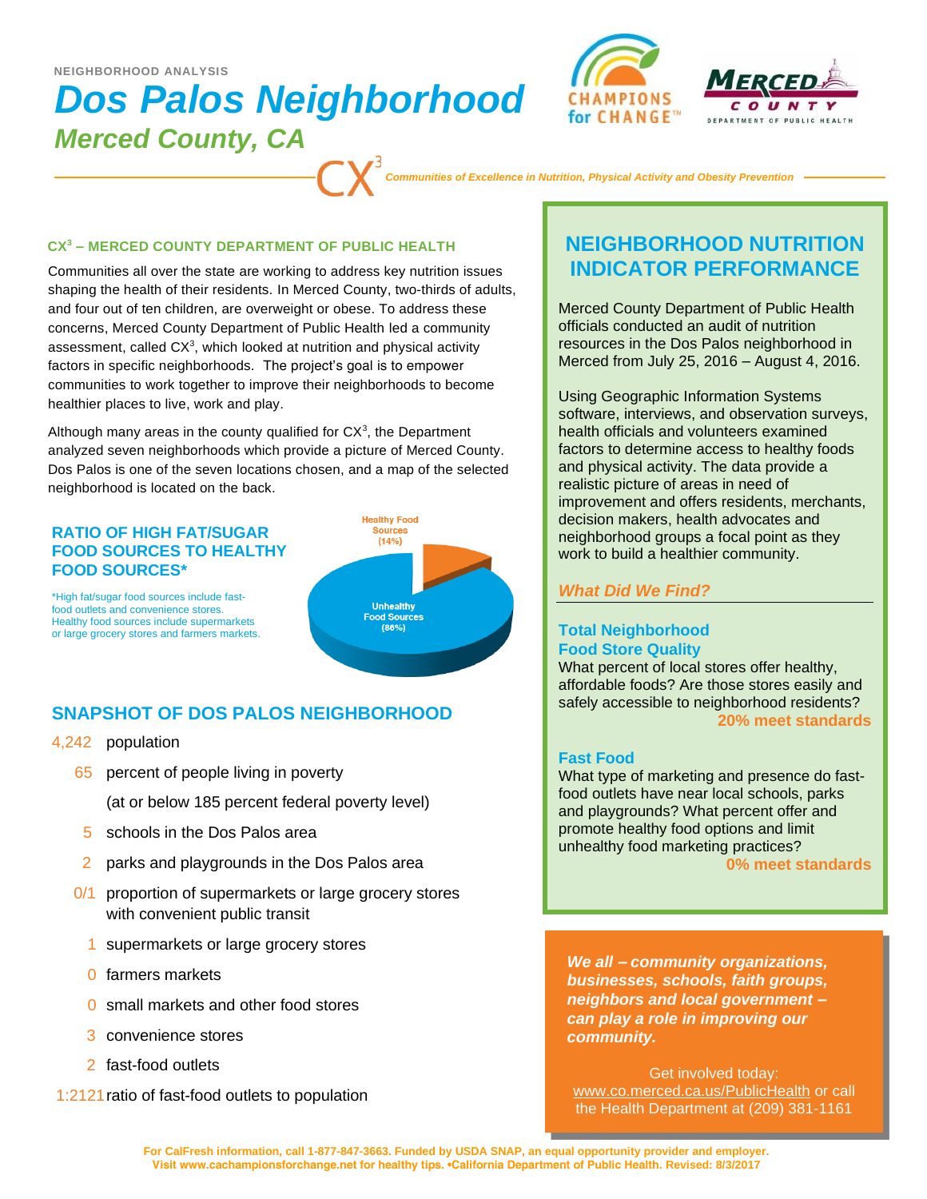NEIGHBORHOOD ANALYSIS

# Dos Palos Neighborhood

## Merced County, CA

CX³ *Communities of Excellence in Nutrition, Physical Activity and Obesity Prevention*

### CX³ – MERCED COUNTY DEPARTMENT OF PUBLIC HEALTH

Communities all over the state are working to address key nutrition issues shaping the health of their residents. In Merced County, two-thirds of adults, and four out of ten children, are overweight or obese. To address these concerns, Merced County Department of Public Health led a community assessment, called CX³, which looked at nutrition and physical activity factors in specific neighborhoods. The project's goal is to empower communities to work together to improve their neighborhoods to become healthier places to live, work and play.

Although many areas in the county qualified for CX³, the Department analyzed seven neighborhoods which provide a picture of Merced County. Dos Palos is one of the seven locations chosen, and a map of the selected neighborhood is located on the back.

### RATIO OF HIGH FAT/SUGAR FOOD SOURCES TO HEALTHY FOOD SOURCES*

*High fat/sugar food sources include fast-food outlets and convenience stores. Healthy food sources include supermarkets or large grocery stores and farmers markets.

Healthy Food Sources (14%)

Unhealthy Food Sources (86%)

### SNAPSHOT OF DOS PALOS NEIGHBORHOOD

- 4,242 population
- 65 percent of people living in poverty (at or below 185 percent federal poverty level)
- 5 schools in the Dos Palos area
- 2 parks and playgrounds in the Dos Palos area
- 0/1 proportion of supermarkets or large grocery stores with convenient public transit
- 1 supermarkets or large grocery stores
- 0 farmers markets
- 0 small markets and other food stores
- 3 convenience stores
- 2 fast-food outlets
- 1:2121 ratio of fast-food outlets to population

## NEIGHBORHOOD NUTRITION INDICATOR PERFORMANCE

Merced County Department of Public Health officials conducted an audit of nutrition resources in the Dos Palos neighborhood in Merced from July 25, 2016 – August 4, 2016.

Using Geographic Information Systems software, interviews, and observation surveys, health officials and volunteers examined factors to determine access to healthy foods and physical activity. The data provide a realistic picture of areas in need of improvement and offers residents, merchants, decision makers, health advocates and neighborhood groups a focal point as they work to build a healthier community.

### *What Did We Find?*

**Total Neighborhood Food Store Quality**

What percent of local stores offer healthy, affordable foods? Are those stores easily and safely accessible to neighborhood residents?

**20% meet standards**

**Fast Food**

What type of marketing and presence do fast-food outlets have near local schools, parks and playgrounds? What percent offer and promote healthy food options and limit unhealthy food marketing practices?

**0% meet standards**

***We all – community organizations, businesses, schools, faith groups, neighbors and local government – can play a role in improving our community.***

Get involved today: www.co.merced.ca.us/PublicHealth or call the Health Department at (209) 381-1161

**For CalFresh information, call 1-877-847-3663. Funded by USDA SNAP, an equal opportunity provider and employer. Visit www.cachampionsforchange.net for healthy tips. •California Department of Public Health. Revised: 8/3/2017**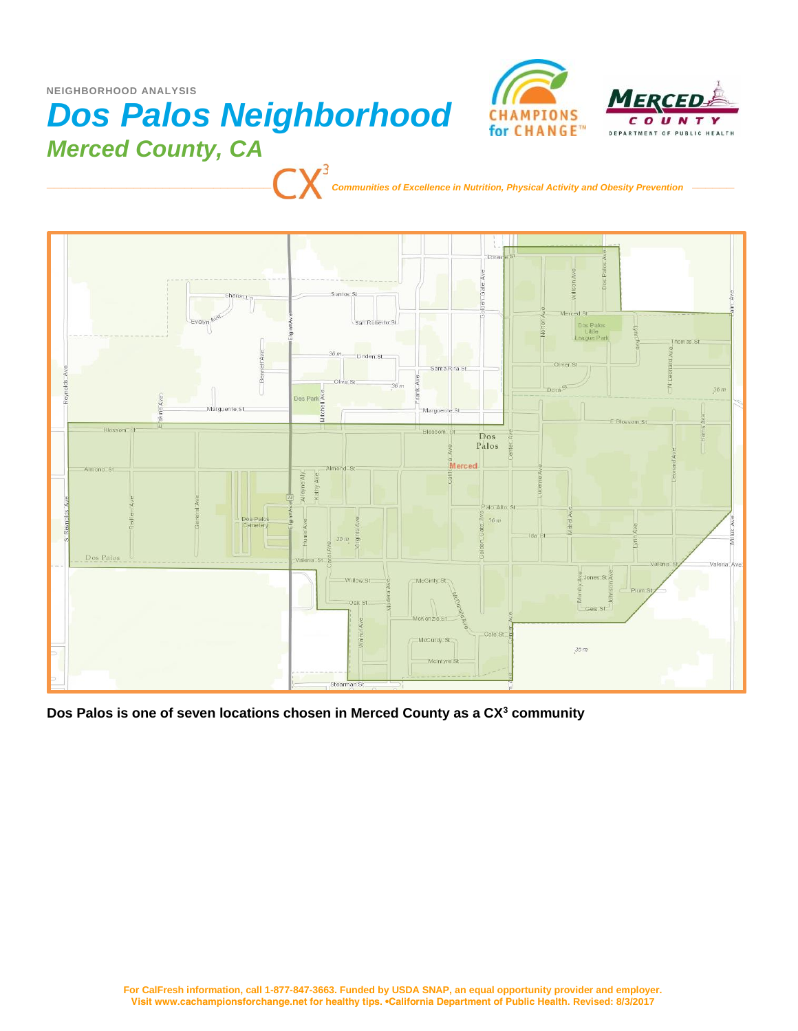NEIGHBORHOOD ANALYSIS

# Dos Palos Neighborhood

## Merced County, CA

CHAMPIONS for CHANGE™

MERCED COUNTY DEPARTMENT OF PUBLIC HEALTH

CX[3] *Communities of Excellence in Nutrition, Physical Activity and Obesity Prevention*

**Dos Palos is one of seven locations chosen in Merced County as a CX[3] community**

**For CalFresh information, call 1-877-847-3663. Funded by USDA SNAP, an equal opportunity provider and employer. Visit www.cachampionsforchange.net for healthy tips. •California Department of Public Health. Revised: 8/3/2017**